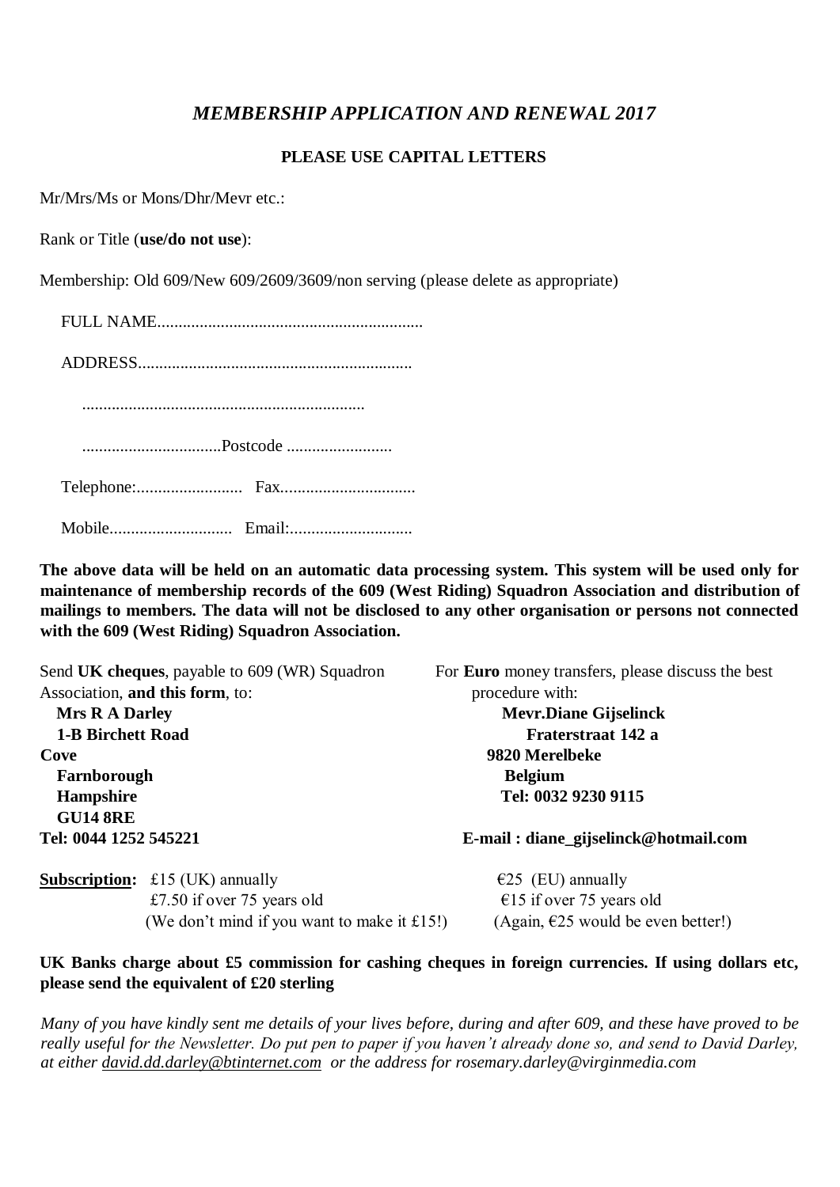# *MEMBERSHIP APPLICATION AND RENEWAL 2017*

**PLEASE USE CAPITAL LETTERS**

Mr/Mrs/Ms or Mons/Dhr/Mevr etc.:

Rank or Title (**use/do not use**):

Membership: Old 609/New 609/2609/3609/non serving (please delete as appropriate)

FULL NAME...............................................................

ADDRESS................................................................

..................................................................

.................................Postcode .........................

Telephone:......................... Fax................................

Mobile............................ Email:.............................

**The above data will be held on an automatic data processing system. This system will be used only for maintenance of membership records of the 609 (West Riding) Squadron Association and distribution of mailings to members. The data will not be disclosed to any other organisation or persons not connected with the 609 (West Riding) Squadron Association.**

Send **UK cheques**, payable to 609 (WR) Squadron Association, **and this form**, to:

**Mrs R A Darley**
**1-B Birchett Road**
**Cove**
**Farnborough**
**Hampshire**
**GU14 8RE**
**Tel: 0044 1252 545221**

For **Euro** money transfers, please discuss the best procedure with:

**Mevr.Diane Gijselinck**
**Fraterstraat 142 a**
**9820 Merelbeke**
**Belgium**
**Tel: 0032 9230 9115**
**E-mail : diane_gijselinck@hotmail.com**

**Subscription:**

£15 (UK) annually
£7.50 if over 75 years old
(We don't mind if you want to make it £15!)

€25 (EU) annually
€15 if over 75 years old
(Again, €25 would be even better!)

**UK Banks charge about £5 commission for cashing cheques in foreign currencies. If using dollars etc, please send the equivalent of £20 sterling**

*Many of you have kindly sent me details of your lives before, during and after 609, and these have proved to be really useful for the Newsletter. Do put pen to paper if you haven't already done so, and send to David Darley, at either david.dd.darley@btinternet.com or the address for rosemary.darley@virginmedia.com*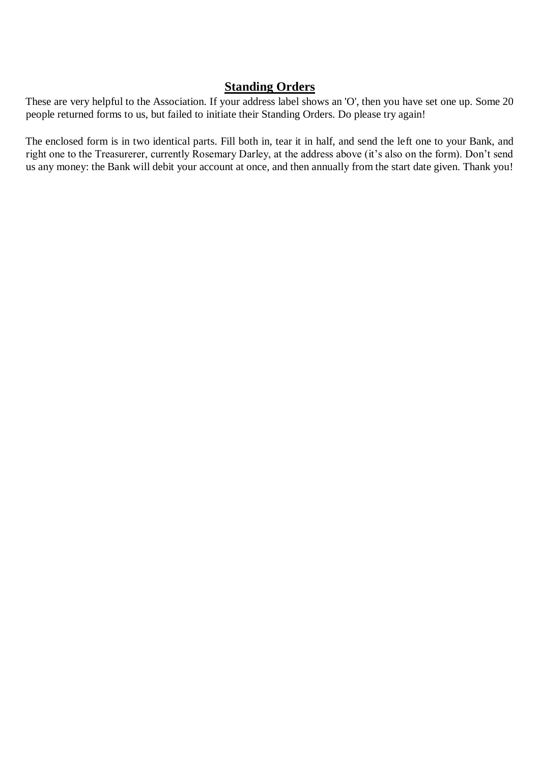## **Standing Orders**

These are very helpful to the Association. If your address label shows an 'O', then you have set one up. Some 20 people returned forms to us, but failed to initiate their Standing Orders. Do please try again!

The enclosed form is in two identical parts. Fill both in, tear it in half, and send the left one to your Bank, and right one to the Treasurerer, currently Rosemary Darley, at the address above (it's also on the form). Don't send us any money: the Bank will debit your account at once, and then annually from the start date given. Thank you!